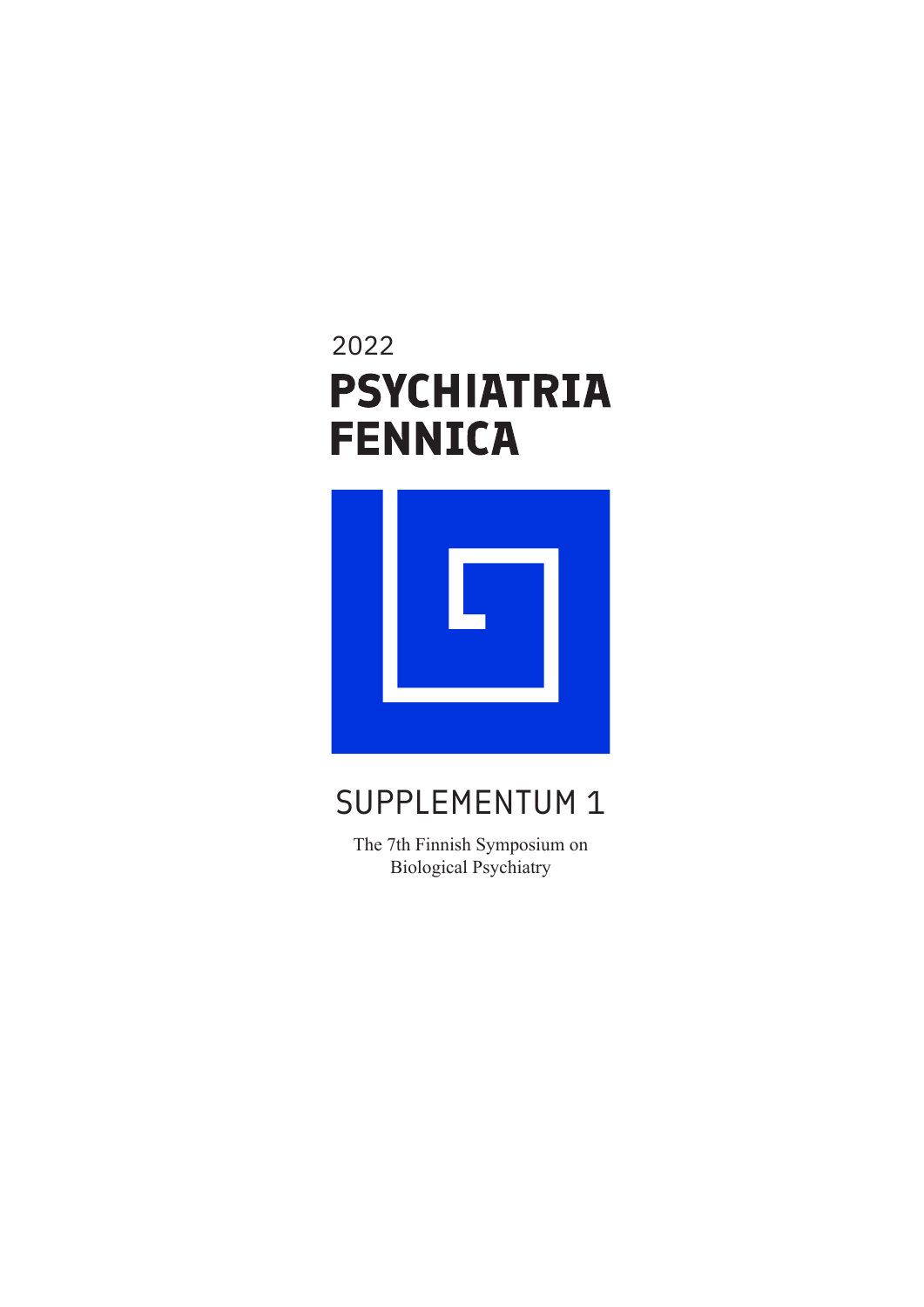2022

# PSYCHIATRIA FENNICA

## SUPPLEMENTUM 1

The 7th Finnish Symposium on Biological Psychiatry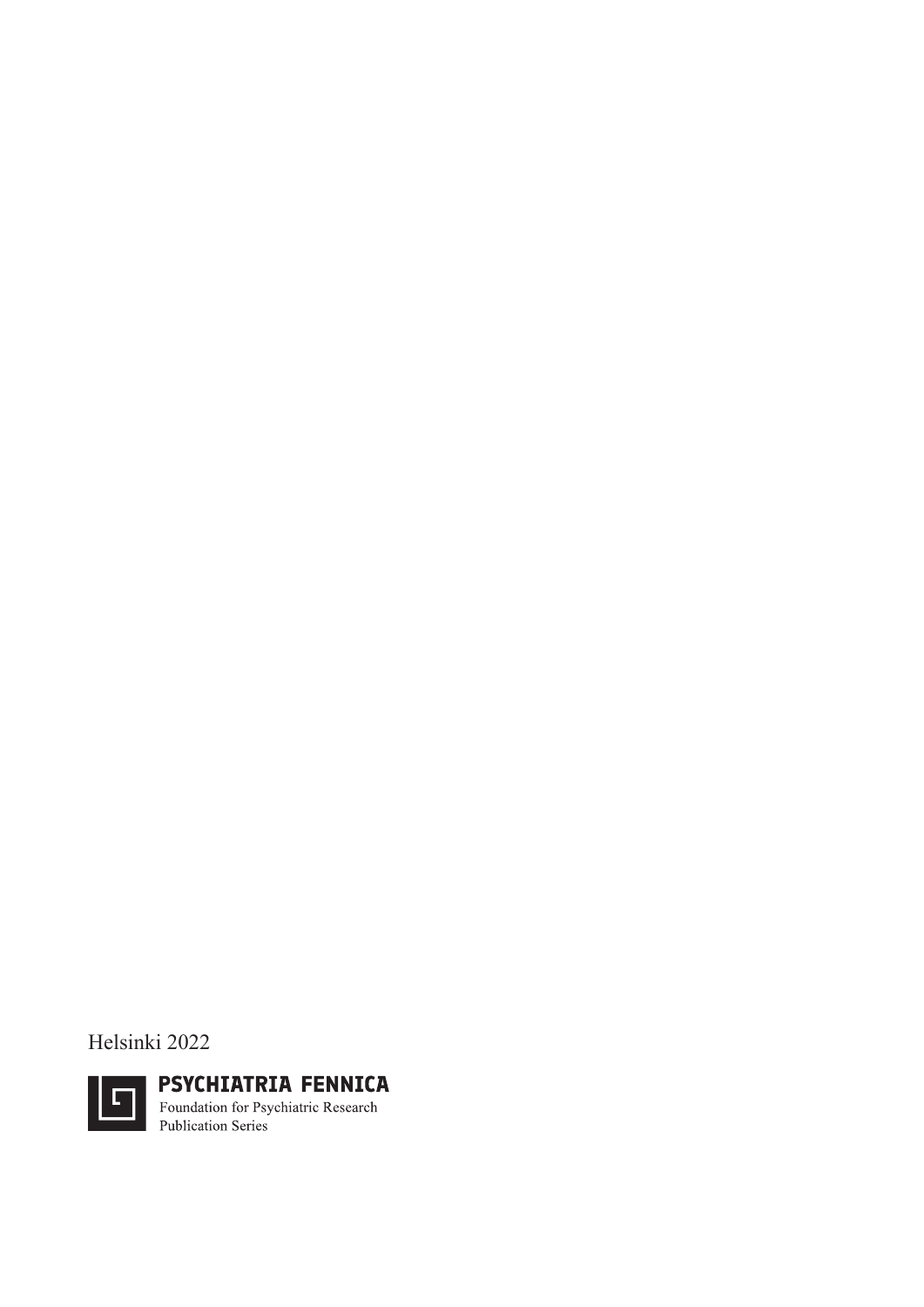Helsinki 2022

**PSYCHIATRIA FENNICA**

Foundation for Psychiatric Research

Publication Series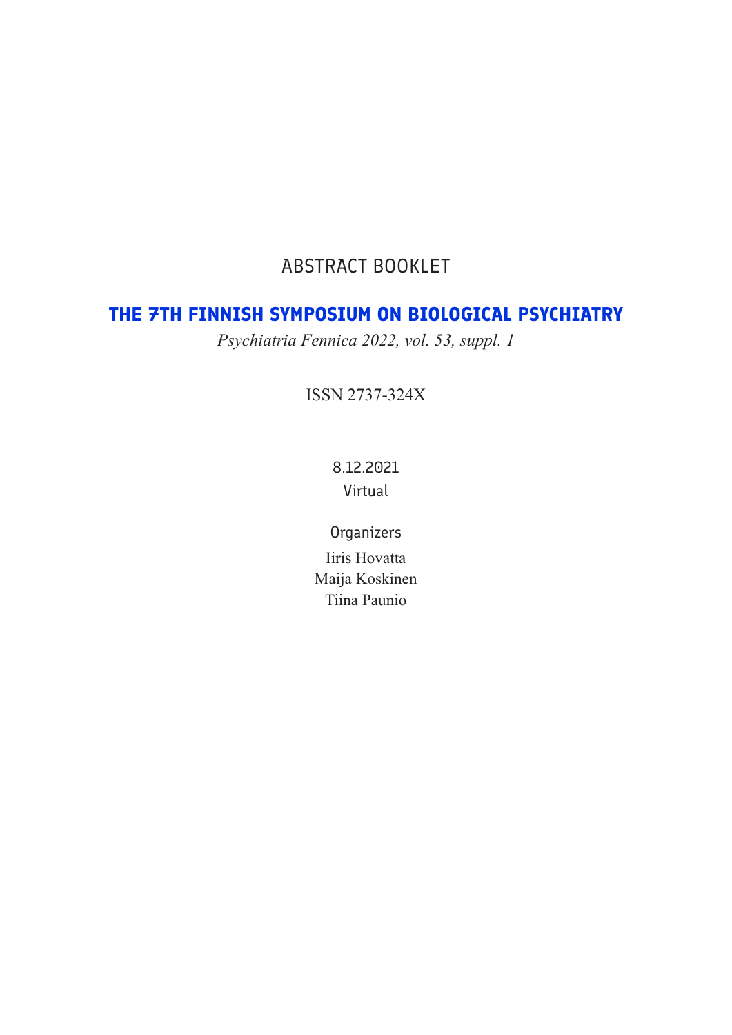ABSTRACT BOOKLET

# THE 7TH FINNISH SYMPOSIUM ON BIOLOGICAL PSYCHIATRY

*Psychiatria Fennica 2022, vol. 53, suppl. 1*

ISSN 2737-324X

8.12.2021

Virtual

Organizers

Iiris Hovatta

Maija Koskinen

Tiina Paunio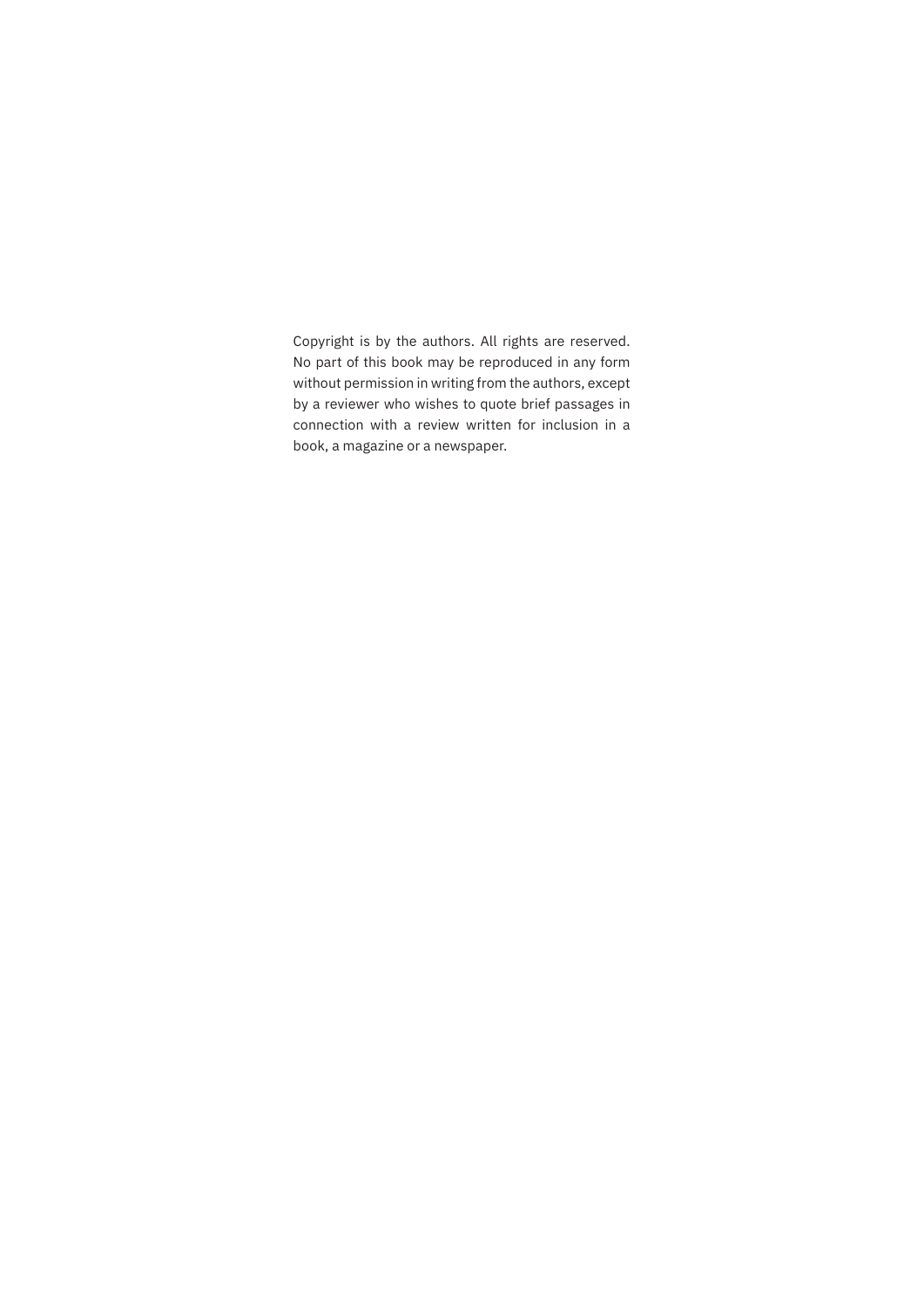Copyright is by the authors. All rights are reserved. No part of this book may be reproduced in any form without permission in writing from the authors, except by a reviewer who wishes to quote brief passages in connection with a review written for inclusion in a book, a magazine or a newspaper.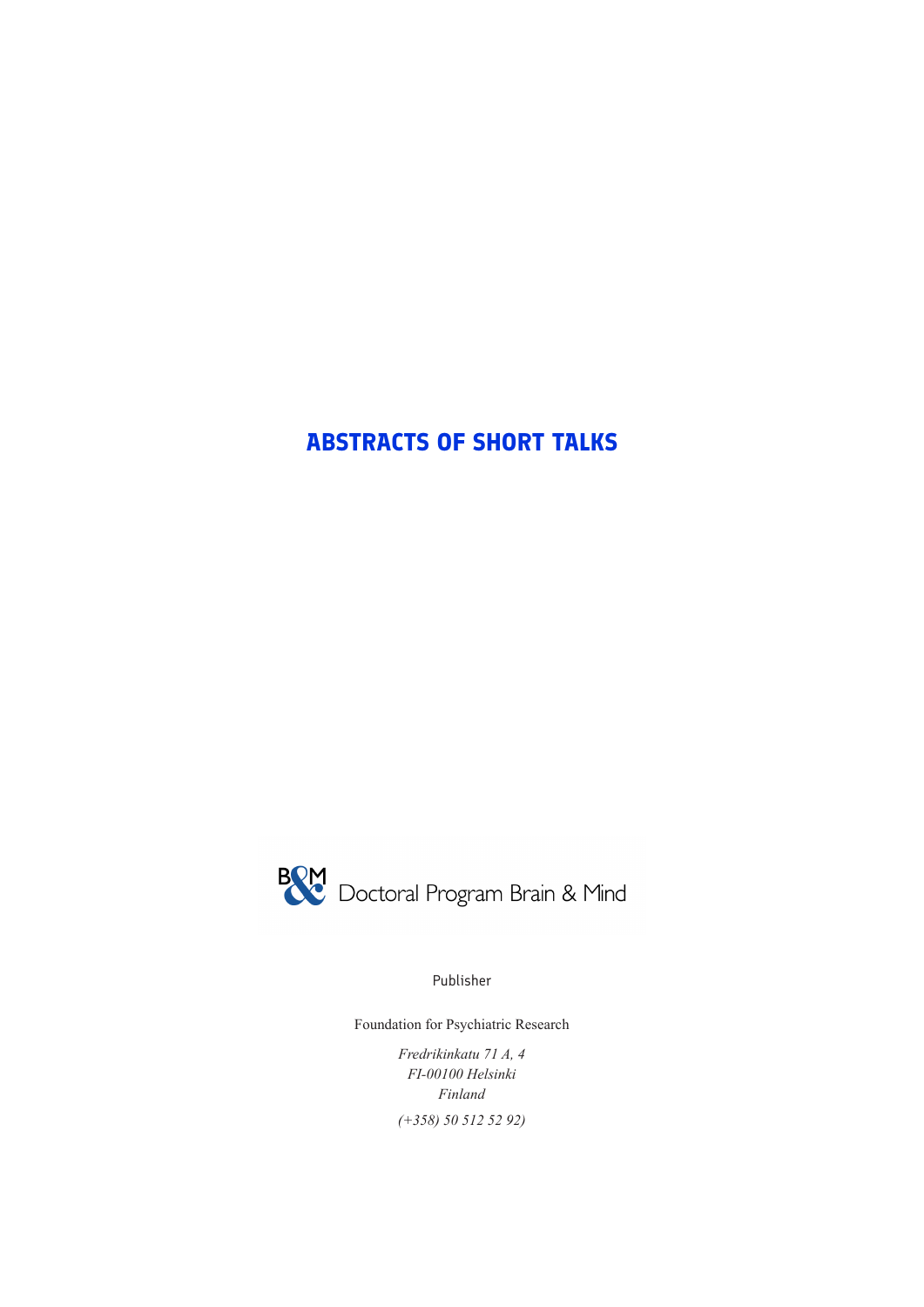# ABSTRACTS OF SHORT TALKS

Doctoral Program Brain & Mind

Publisher

Foundation for Psychiatric Research

*Fredrikinkatu 71 A, 4*
*FI-00100 Helsinki*
*Finland*

*(+358) 50 512 52 92)*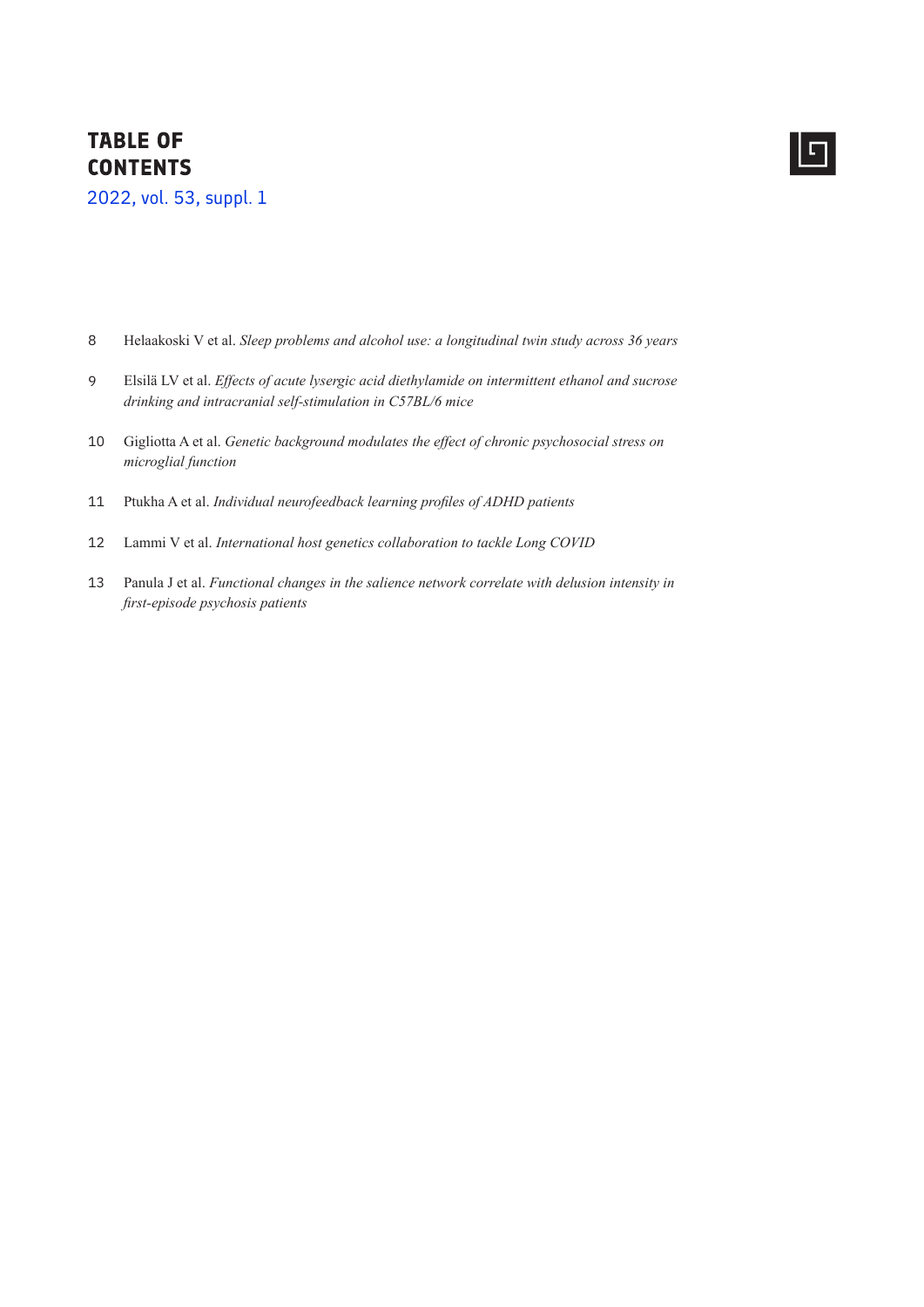# TABLE OF CONTENTS

2022, vol. 53, suppl. 1

8 Helaakoski V et al. *Sleep problems and alcohol use: a longitudinal twin study across 36 years*

9 Elsilä LV et al. *Effects of acute lysergic acid diethylamide on intermittent ethanol and sucrose drinking and intracranial self-stimulation in C57BL/6 mice*

10 Gigliotta A et al. *Genetic background modulates the effect of chronic psychosocial stress on microglial function*

11 Ptukha A et al. *Individual neurofeedback learning profiles of ADHD patients*

12 Lammi V et al. *International host genetics collaboration to tackle Long COVID*

13 Panula J et al. *Functional changes in the salience network correlate with delusion intensity in first-episode psychosis patients*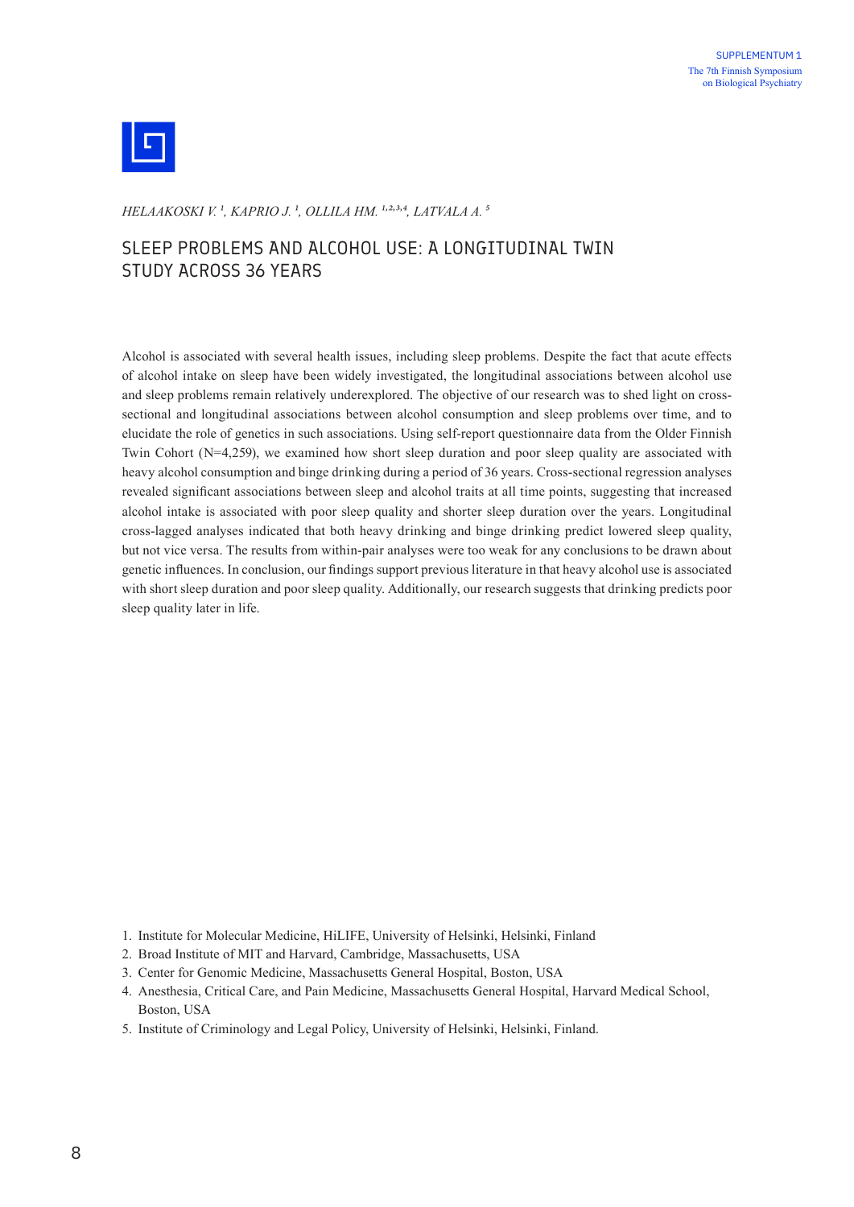*HELAAKOSKI V.* [1], *KAPRIO J.* [1], *OLLILA HM.* [1,2,3,4], *LATVALA A.* [5]

# SLEEP PROBLEMS AND ALCOHOL USE: A LONGITUDINAL TWIN STUDY ACROSS 36 YEARS

Alcohol is associated with several health issues, including sleep problems. Despite the fact that acute effects of alcohol intake on sleep have been widely investigated, the longitudinal associations between alcohol use and sleep problems remain relatively underexplored. The objective of our research was to shed light on cross-sectional and longitudinal associations between alcohol consumption and sleep problems over time, and to elucidate the role of genetics in such associations. Using self-report questionnaire data from the Older Finnish Twin Cohort (N=4,259), we examined how short sleep duration and poor sleep quality are associated with heavy alcohol consumption and binge drinking during a period of 36 years. Cross-sectional regression analyses revealed significant associations between sleep and alcohol traits at all time points, suggesting that increased alcohol intake is associated with poor sleep quality and shorter sleep duration over the years. Longitudinal cross-lagged analyses indicated that both heavy drinking and binge drinking predict lowered sleep quality, but not vice versa. The results from within-pair analyses were too weak for any conclusions to be drawn about genetic influences. In conclusion, our findings support previous literature in that heavy alcohol use is associated with short sleep duration and poor sleep quality. Additionally, our research suggests that drinking predicts poor sleep quality later in life.

1. Institute for Molecular Medicine, HiLIFE, University of Helsinki, Helsinki, Finland
2. Broad Institute of MIT and Harvard, Cambridge, Massachusetts, USA
3. Center for Genomic Medicine, Massachusetts General Hospital, Boston, USA
4. Anesthesia, Critical Care, and Pain Medicine, Massachusetts General Hospital, Harvard Medical School, Boston, USA
5. Institute of Criminology and Legal Policy, University of Helsinki, Helsinki, Finland.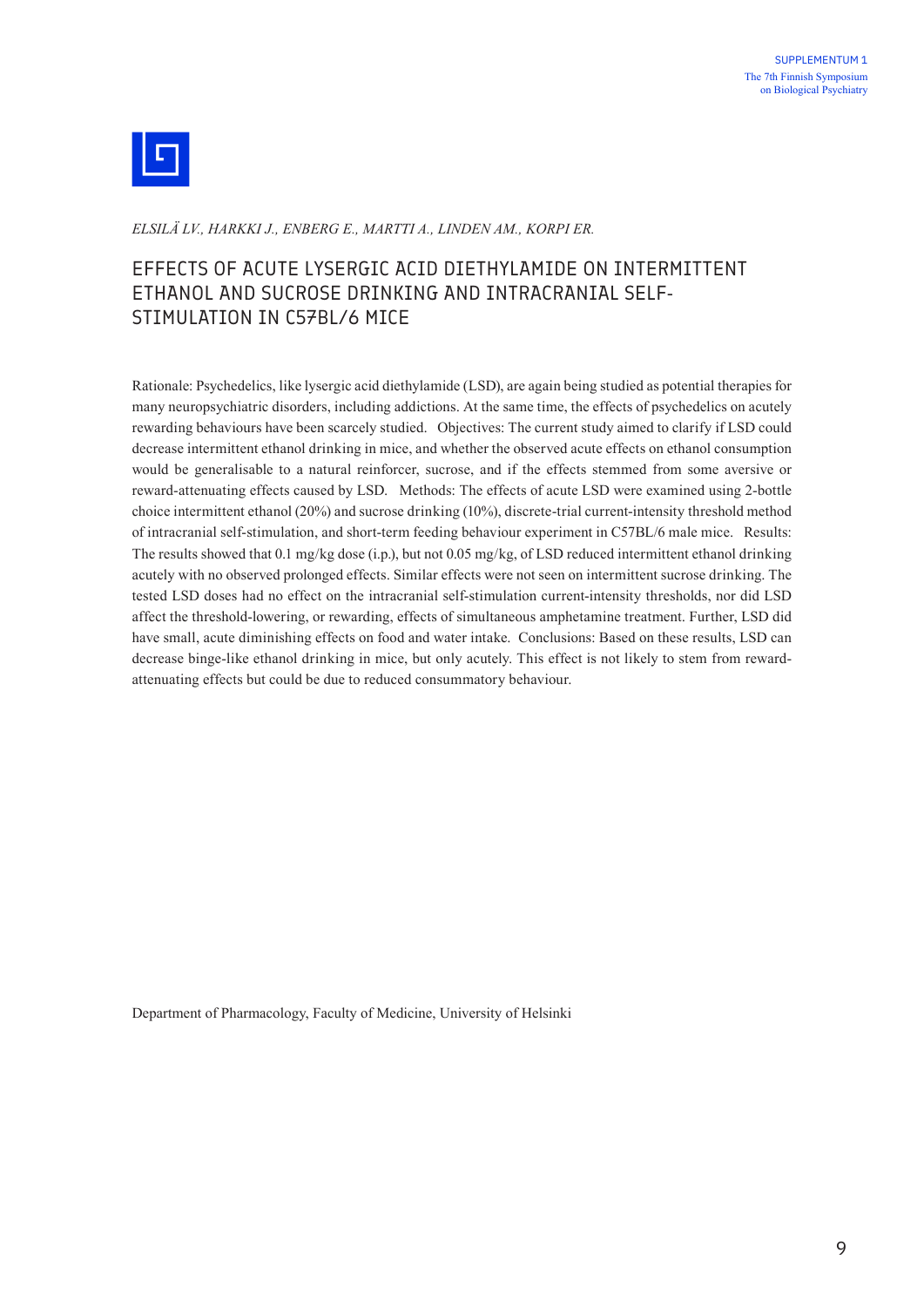*ELSILÄ LV., HARKKI J., ENBERG E., MARTTI A., LINDEN AM., KORPI ER.*

# EFFECTS OF ACUTE LYSERGIC ACID DIETHYLAMIDE ON INTERMITTENT ETHANOL AND SUCROSE DRINKING AND INTRACRANIAL SELF-STIMULATION IN C57BL/6 MICE

Rationale: Psychedelics, like lysergic acid diethylamide (LSD), are again being studied as potential therapies for many neuropsychiatric disorders, including addictions. At the same time, the effects of psychedelics on acutely rewarding behaviours have been scarcely studied. Objectives: The current study aimed to clarify if LSD could decrease intermittent ethanol drinking in mice, and whether the observed acute effects on ethanol consumption would be generalisable to a natural reinforcer, sucrose, and if the effects stemmed from some aversive or reward-attenuating effects caused by LSD. Methods: The effects of acute LSD were examined using 2-bottle choice intermittent ethanol (20%) and sucrose drinking (10%), discrete-trial current-intensity threshold method of intracranial self-stimulation, and short-term feeding behaviour experiment in C57BL/6 male mice. Results: The results showed that 0.1 mg/kg dose (i.p.), but not 0.05 mg/kg, of LSD reduced intermittent ethanol drinking acutely with no observed prolonged effects. Similar effects were not seen on intermittent sucrose drinking. The tested LSD doses had no effect on the intracranial self-stimulation current-intensity thresholds, nor did LSD affect the threshold-lowering, or rewarding, effects of simultaneous amphetamine treatment. Further, LSD did have small, acute diminishing effects on food and water intake. Conclusions: Based on these results, LSD can decrease binge-like ethanol drinking in mice, but only acutely. This effect is not likely to stem from reward-attenuating effects but could be due to reduced consummatory behaviour.

Department of Pharmacology, Faculty of Medicine, University of Helsinki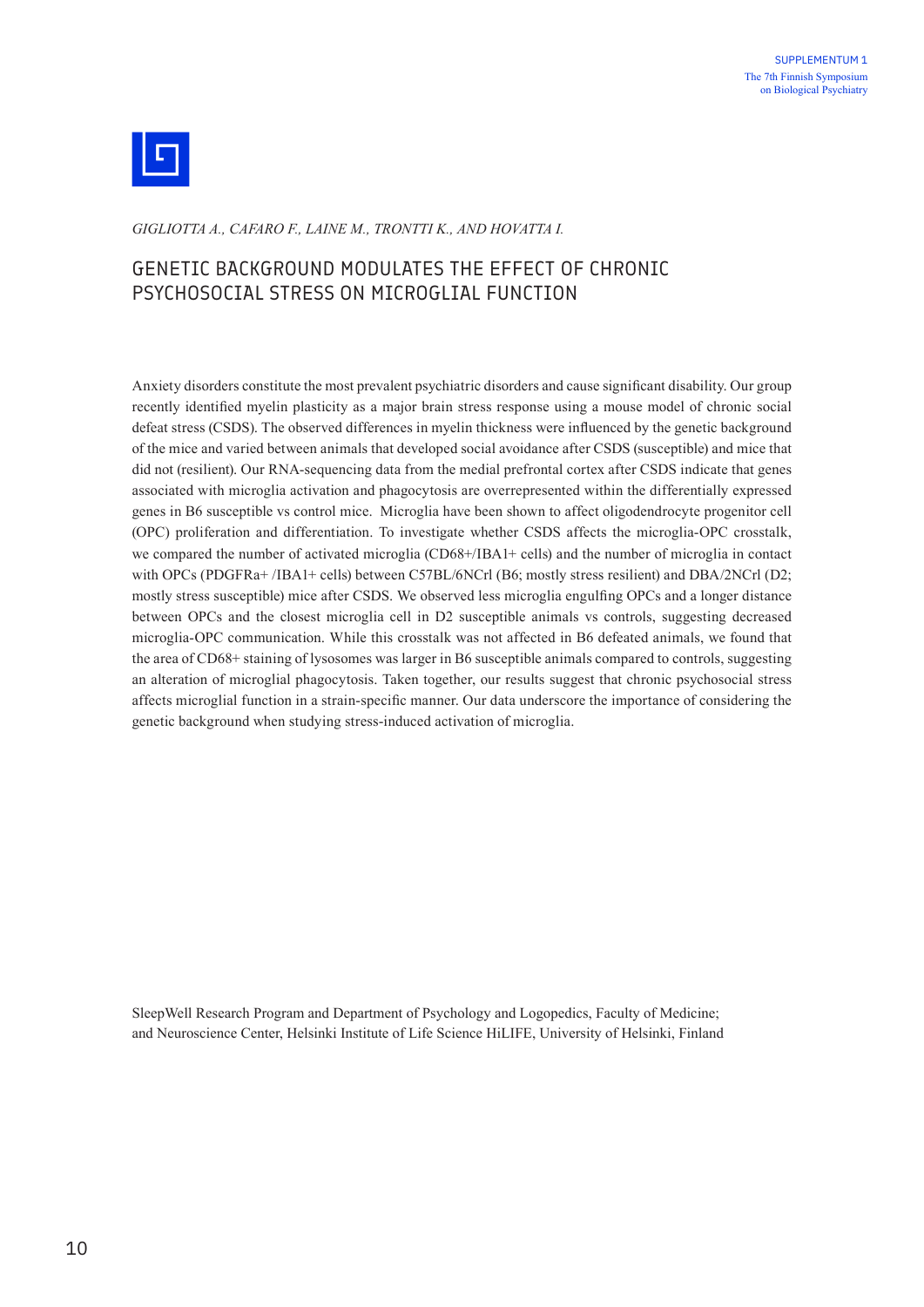*GIGLIOTTA A., CAFARO F., LAINE M., TRONTTI K., AND HOVATTA I.*

# GENETIC BACKGROUND MODULATES THE EFFECT OF CHRONIC PSYCHOSOCIAL STRESS ON MICROGLIAL FUNCTION

Anxiety disorders constitute the most prevalent psychiatric disorders and cause significant disability. Our group recently identified myelin plasticity as a major brain stress response using a mouse model of chronic social defeat stress (CSDS). The observed differences in myelin thickness were influenced by the genetic background of the mice and varied between animals that developed social avoidance after CSDS (susceptible) and mice that did not (resilient). Our RNA-sequencing data from the medial prefrontal cortex after CSDS indicate that genes associated with microglia activation and phagocytosis are overrepresented within the differentially expressed genes in B6 susceptible vs control mice. Microglia have been shown to affect oligodendrocyte progenitor cell (OPC) proliferation and differentiation. To investigate whether CSDS affects the microglia-OPC crosstalk, we compared the number of activated microglia (CD68+/IBA1+ cells) and the number of microglia in contact with OPCs (PDGFRa+ /IBA1+ cells) between C57BL/6NCrl (B6; mostly stress resilient) and DBA/2NCrl (D2; mostly stress susceptible) mice after CSDS. We observed less microglia engulfing OPCs and a longer distance between OPCs and the closest microglia cell in D2 susceptible animals vs controls, suggesting decreased microglia-OPC communication. While this crosstalk was not affected in B6 defeated animals, we found that the area of CD68+ staining of lysosomes was larger in B6 susceptible animals compared to controls, suggesting an alteration of microglial phagocytosis. Taken together, our results suggest that chronic psychosocial stress affects microglial function in a strain-specific manner. Our data underscore the importance of considering the genetic background when studying stress-induced activation of microglia.

SleepWell Research Program and Department of Psychology and Logopedics, Faculty of Medicine; and Neuroscience Center, Helsinki Institute of Life Science HiLIFE, University of Helsinki, Finland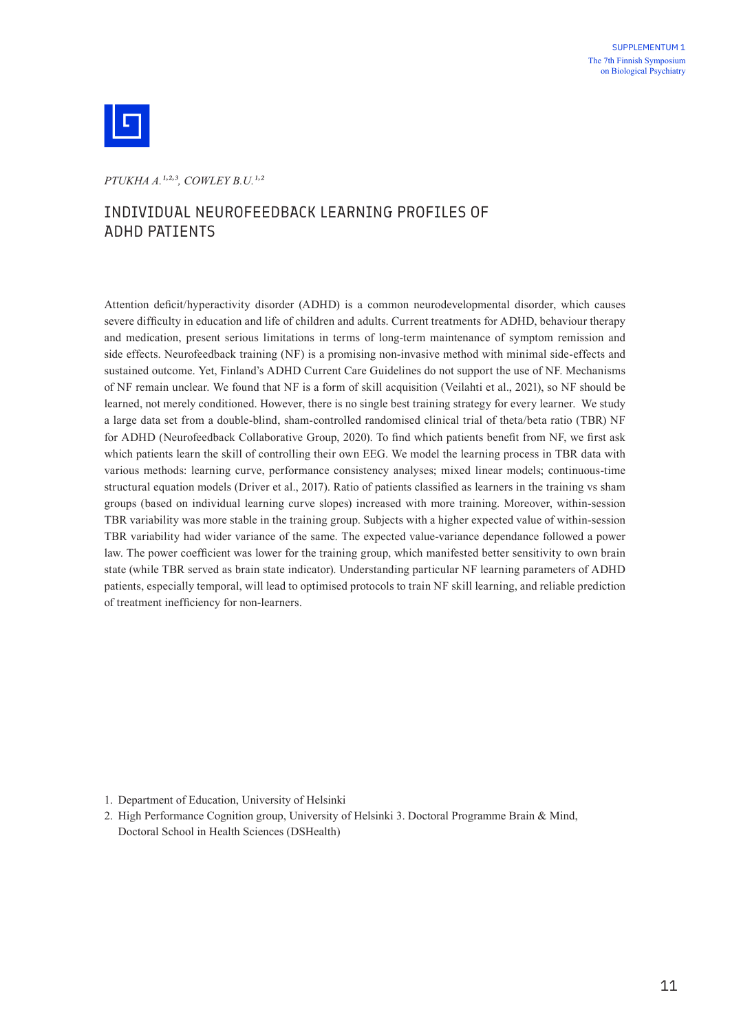*PTUKHA A.[1,2,3], COWLEY B.U.[1,2]*

# INDIVIDUAL NEUROFEEDBACK LEARNING PROFILES OF ADHD PATIENTS

Attention deficit/hyperactivity disorder (ADHD) is a common neurodevelopmental disorder, which causes severe difficulty in education and life of children and adults. Current treatments for ADHD, behaviour therapy and medication, present serious limitations in terms of long-term maintenance of symptom remission and side effects. Neurofeedback training (NF) is a promising non-invasive method with minimal side-effects and sustained outcome. Yet, Finland's ADHD Current Care Guidelines do not support the use of NF. Mechanisms of NF remain unclear. We found that NF is a form of skill acquisition (Veilahti et al., 2021), so NF should be learned, not merely conditioned. However, there is no single best training strategy for every learner. We study a large data set from a double-blind, sham-controlled randomised clinical trial of theta/beta ratio (TBR) NF for ADHD (Neurofeedback Collaborative Group, 2020). To find which patients benefit from NF, we first ask which patients learn the skill of controlling their own EEG. We model the learning process in TBR data with various methods: learning curve, performance consistency analyses; mixed linear models; continuous-time structural equation models (Driver et al., 2017). Ratio of patients classified as learners in the training vs sham groups (based on individual learning curve slopes) increased with more training. Moreover, within-session TBR variability was more stable in the training group. Subjects with a higher expected value of within-session TBR variability had wider variance of the same. The expected value-variance dependance followed a power law. The power coefficient was lower for the training group, which manifested better sensitivity to own brain state (while TBR served as brain state indicator). Understanding particular NF learning parameters of ADHD patients, especially temporal, will lead to optimised protocols to train NF skill learning, and reliable prediction of treatment inefficiency for non-learners.

1. Department of Education, University of Helsinki
2. High Performance Cognition group, University of Helsinki 3. Doctoral Programme Brain & Mind, Doctoral School in Health Sciences (DSHealth)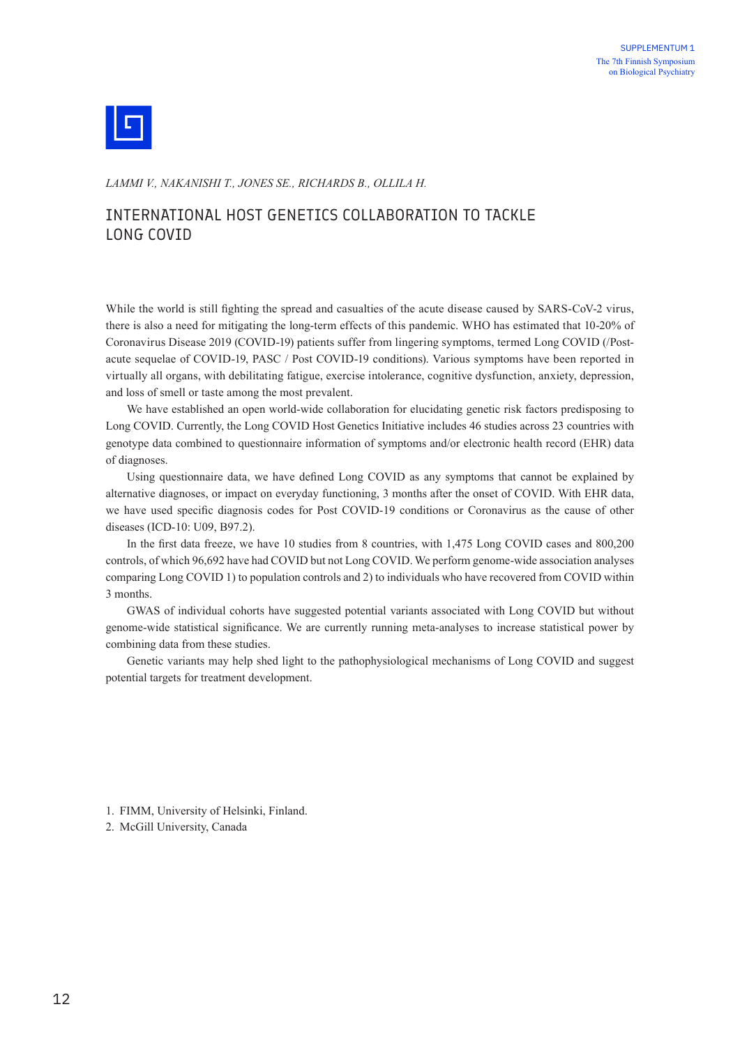*LAMMI V., NAKANISHI T., JONES SE., RICHARDS B., OLLILA H.*

# INTERNATIONAL HOST GENETICS COLLABORATION TO TACKLE LONG COVID

While the world is still fighting the spread and casualties of the acute disease caused by SARS-CoV-2 virus, there is also a need for mitigating the long-term effects of this pandemic. WHO has estimated that 10-20% of Coronavirus Disease 2019 (COVID-19) patients suffer from lingering symptoms, termed Long COVID (/Post-acute sequelae of COVID-19, PASC / Post COVID-19 conditions). Various symptoms have been reported in virtually all organs, with debilitating fatigue, exercise intolerance, cognitive dysfunction, anxiety, depression, and loss of smell or taste among the most prevalent.

We have established an open world-wide collaboration for elucidating genetic risk factors predisposing to Long COVID. Currently, the Long COVID Host Genetics Initiative includes 46 studies across 23 countries with genotype data combined to questionnaire information of symptoms and/or electronic health record (EHR) data of diagnoses.

Using questionnaire data, we have defined Long COVID as any symptoms that cannot be explained by alternative diagnoses, or impact on everyday functioning, 3 months after the onset of COVID. With EHR data, we have used specific diagnosis codes for Post COVID-19 conditions or Coronavirus as the cause of other diseases (ICD-10: U09, B97.2).

In the first data freeze, we have 10 studies from 8 countries, with 1,475 Long COVID cases and 800,200 controls, of which 96,692 have had COVID but not Long COVID. We perform genome-wide association analyses comparing Long COVID 1) to population controls and 2) to individuals who have recovered from COVID within 3 months.

GWAS of individual cohorts have suggested potential variants associated with Long COVID but without genome-wide statistical significance. We are currently running meta-analyses to increase statistical power by combining data from these studies.

Genetic variants may help shed light to the pathophysiological mechanisms of Long COVID and suggest potential targets for treatment development.

1. FIMM, University of Helsinki, Finland.
2. McGill University, Canada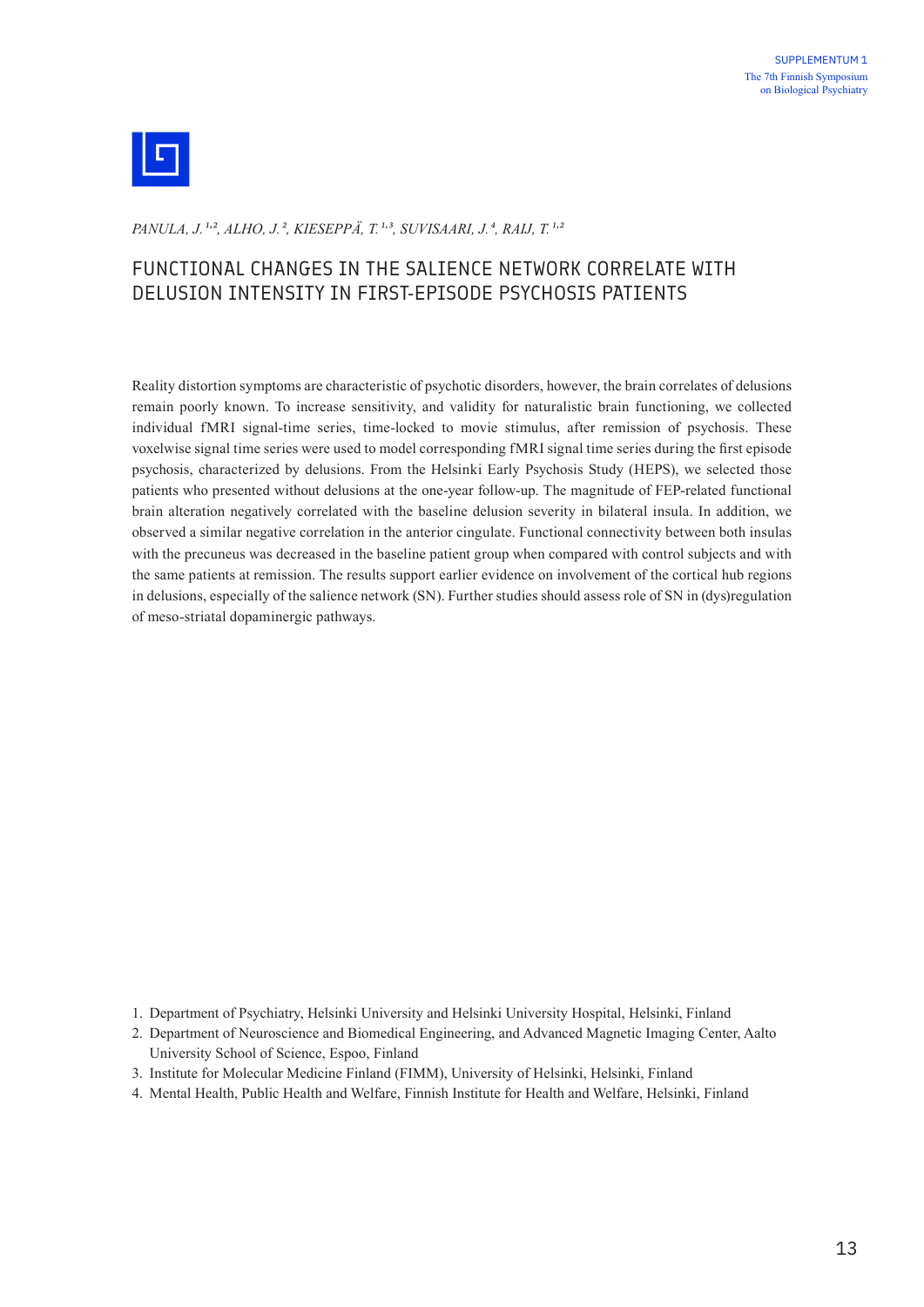*PANULA, J.[1,2], ALHO, J.[2], KIESEPPÄ, T.[1,3], SUVISAARI, J.[4], RAIJ, T.[1,2]*

# FUNCTIONAL CHANGES IN THE SALIENCE NETWORK CORRELATE WITH DELUSION INTENSITY IN FIRST-EPISODE PSYCHOSIS PATIENTS

Reality distortion symptoms are characteristic of psychotic disorders, however, the brain correlates of delusions remain poorly known. To increase sensitivity, and validity for naturalistic brain functioning, we collected individual fMRI signal-time series, time-locked to movie stimulus, after remission of psychosis. These voxelwise signal time series were used to model corresponding fMRI signal time series during the first episode psychosis, characterized by delusions. From the Helsinki Early Psychosis Study (HEPS), we selected those patients who presented without delusions at the one-year follow-up. The magnitude of FEP-related functional brain alteration negatively correlated with the baseline delusion severity in bilateral insula. In addition, we observed a similar negative correlation in the anterior cingulate. Functional connectivity between both insulas with the precuneus was decreased in the baseline patient group when compared with control subjects and with the same patients at remission. The results support earlier evidence on involvement of the cortical hub regions in delusions, especially of the salience network (SN). Further studies should assess role of SN in (dys)regulation of meso-striatal dopaminergic pathways.

1. Department of Psychiatry, Helsinki University and Helsinki University Hospital, Helsinki, Finland
2. Department of Neuroscience and Biomedical Engineering, and Advanced Magnetic Imaging Center, Aalto University School of Science, Espoo, Finland
3. Institute for Molecular Medicine Finland (FIMM), University of Helsinki, Helsinki, Finland
4. Mental Health, Public Health and Welfare, Finnish Institute for Health and Welfare, Helsinki, Finland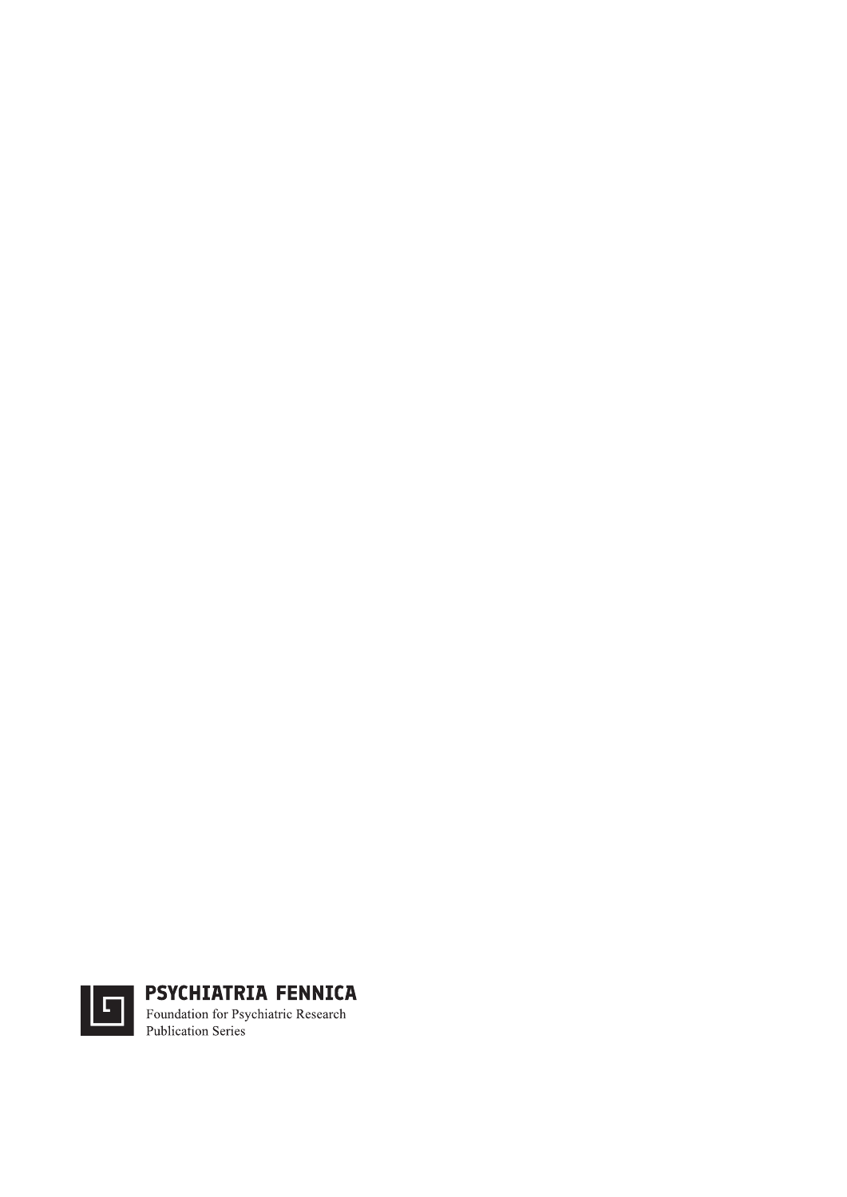**PSYCHIATRIA FENNICA**

Foundation for Psychiatric Research
Publication Series